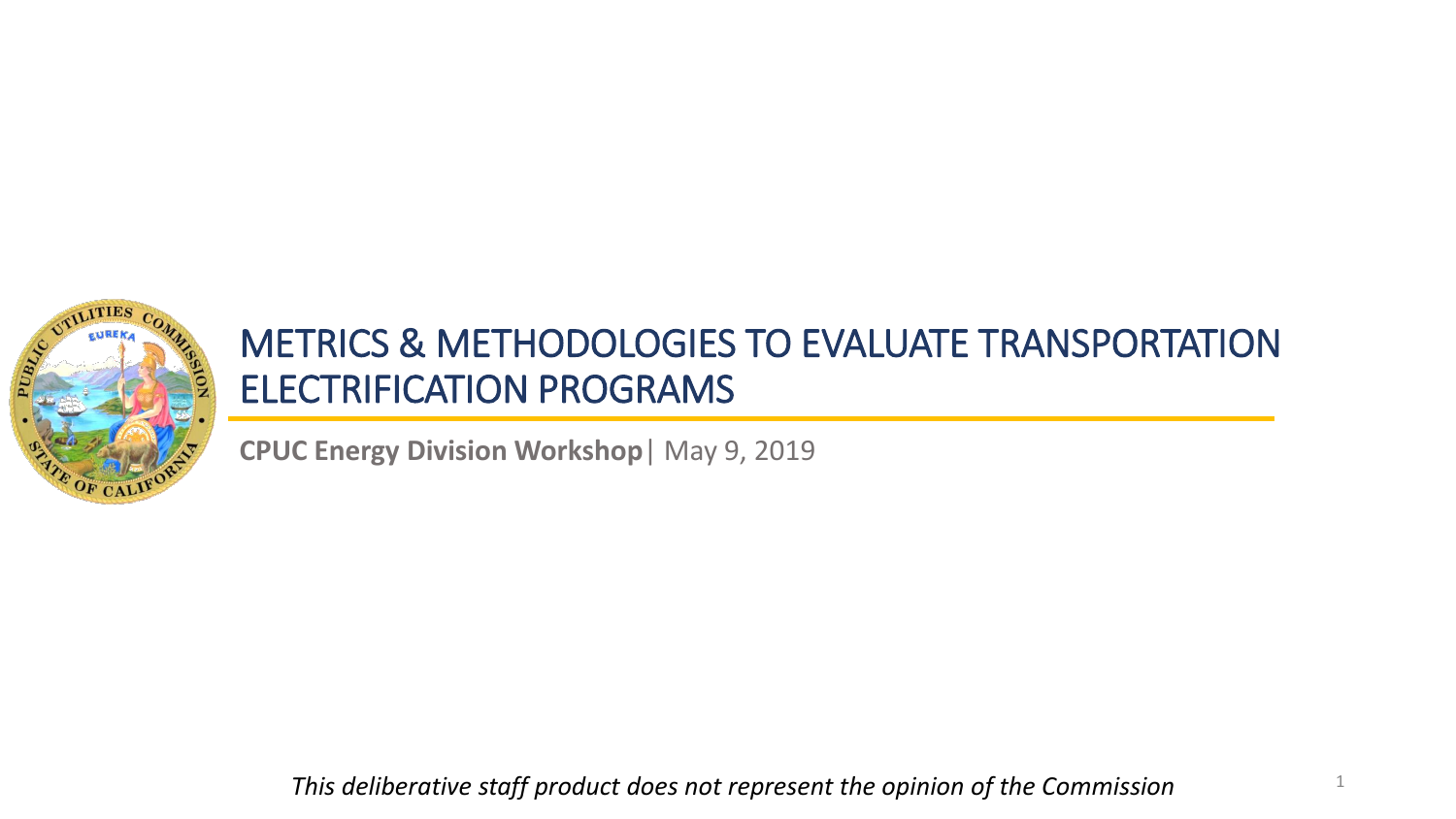# METRICS & METHODOLOGIES TO EVALUATE TRANSPORTATION ELECTRIFICATION PROGRAMS

**CPUC Energy Division Workshop**| May 9, 2019

*This deliberative staff product does not represent the opinion of the Commission*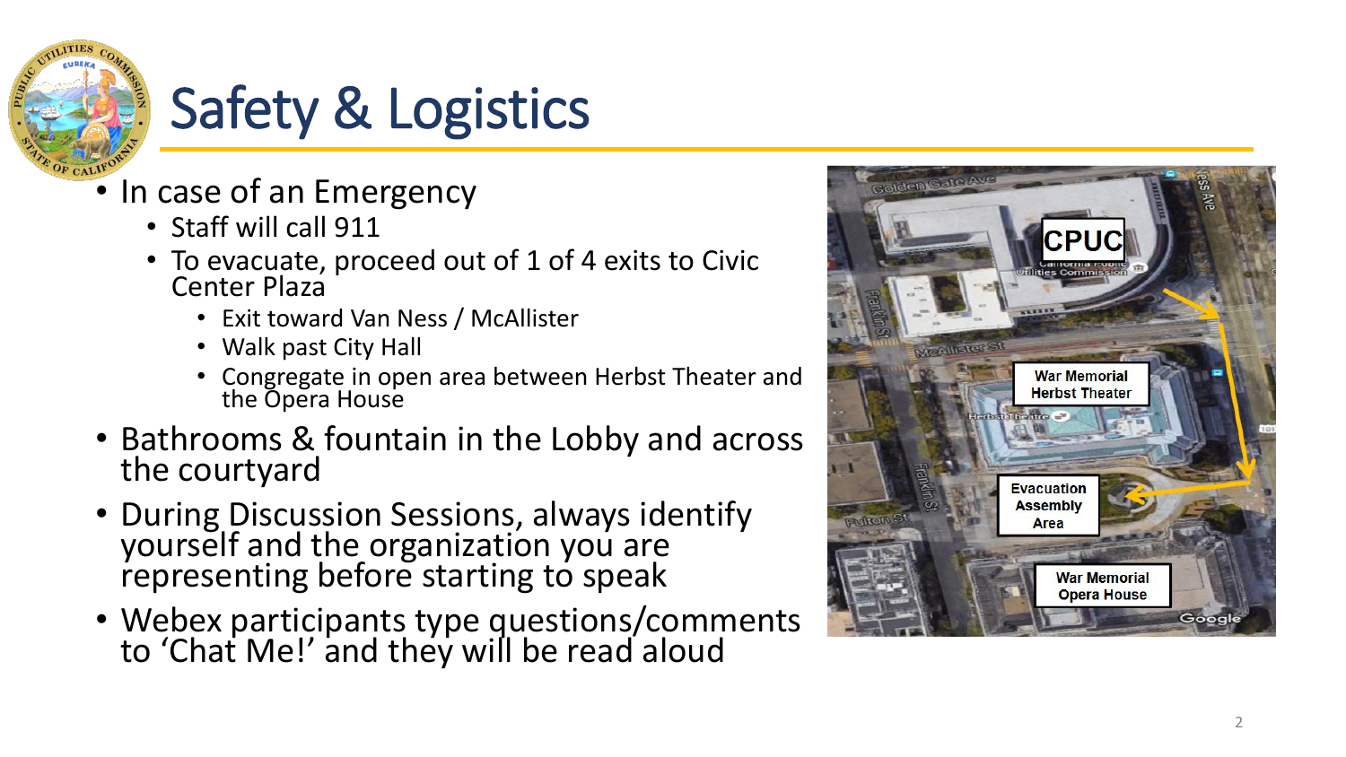# Safety & Logistics

- In case of an Emergency
  - Staff will call 911
  - To evacuate, proceed out of 1 of 4 exits to Civic Center Plaza
    - Exit toward Van Ness / McAllister
    - Walk past City Hall
    - Congregate in open area between Herbst Theater and the Opera House
- Bathrooms & fountain in the Lobby and across the courtyard
- During Discussion Sessions, always identify yourself and the organization you are representing before starting to speak
- Webex participants type questions/comments to 'Chat Me!' and they will be read aloud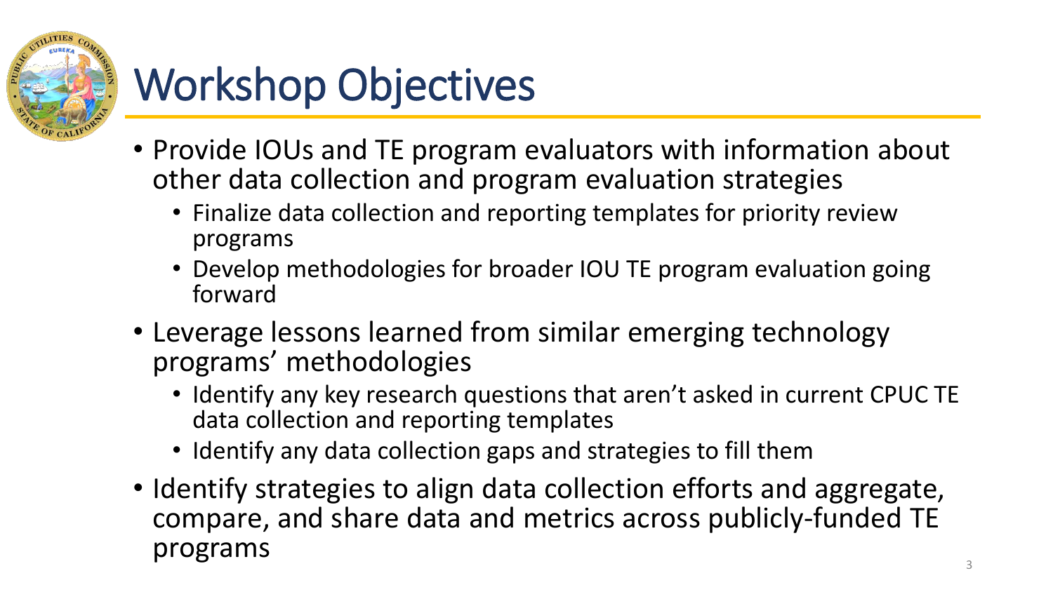# Workshop Objectives

- Provide IOUs and TE program evaluators with information about other data collection and program evaluation strategies
  - Finalize data collection and reporting templates for priority review programs
  - Develop methodologies for broader IOU TE program evaluation going forward
- Leverage lessons learned from similar emerging technology programs' methodologies
  - Identify any key research questions that aren't asked in current CPUC TE data collection and reporting templates
  - Identify any data collection gaps and strategies to fill them
- Identify strategies to align data collection efforts and aggregate, compare, and share data and metrics across publicly-funded TE programs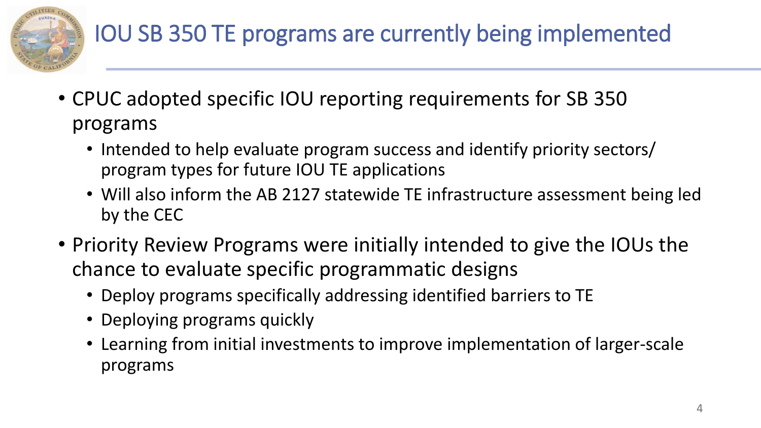# IOU SB 350 TE programs are currently being implemented

- CPUC adopted specific IOU reporting requirements for SB 350 programs
  - Intended to help evaluate program success and identify priority sectors/ program types for future IOU TE applications
  - Will also inform the AB 2127 statewide TE infrastructure assessment being led by the CEC
- Priority Review Programs were initially intended to give the IOUs the chance to evaluate specific programmatic designs
  - Deploy programs specifically addressing identified barriers to TE
  - Deploying programs quickly
  - Learning from initial investments to improve implementation of larger-scale programs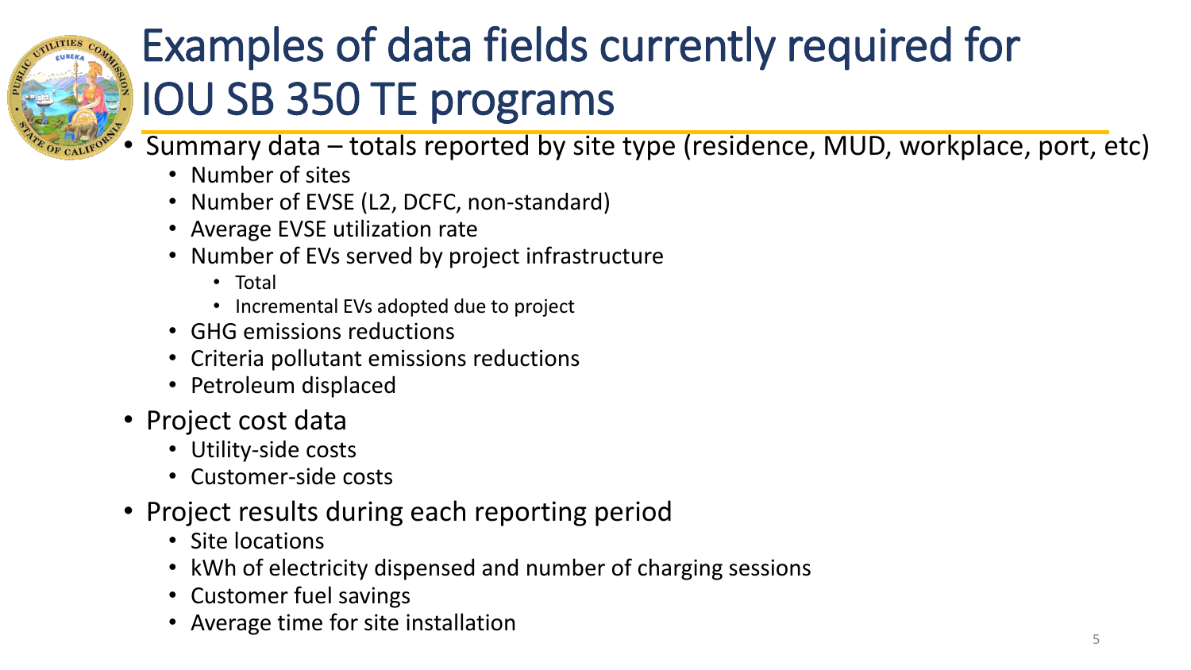# Examples of data fields currently required for IOU SB 350 TE programs

- Summary data – totals reported by site type (residence, MUD, workplace, port, etc)
  - Number of sites
  - Number of EVSE (L2, DCFC, non-standard)
  - Average EVSE utilization rate
  - Number of EVs served by project infrastructure
    - Total
    - Incremental EVs adopted due to project
  - GHG emissions reductions
  - Criteria pollutant emissions reductions
  - Petroleum displaced
- Project cost data
  - Utility-side costs
  - Customer-side costs
- Project results during each reporting period
  - Site locations
  - kWh of electricity dispensed and number of charging sessions
  - Customer fuel savings
  - Average time for site installation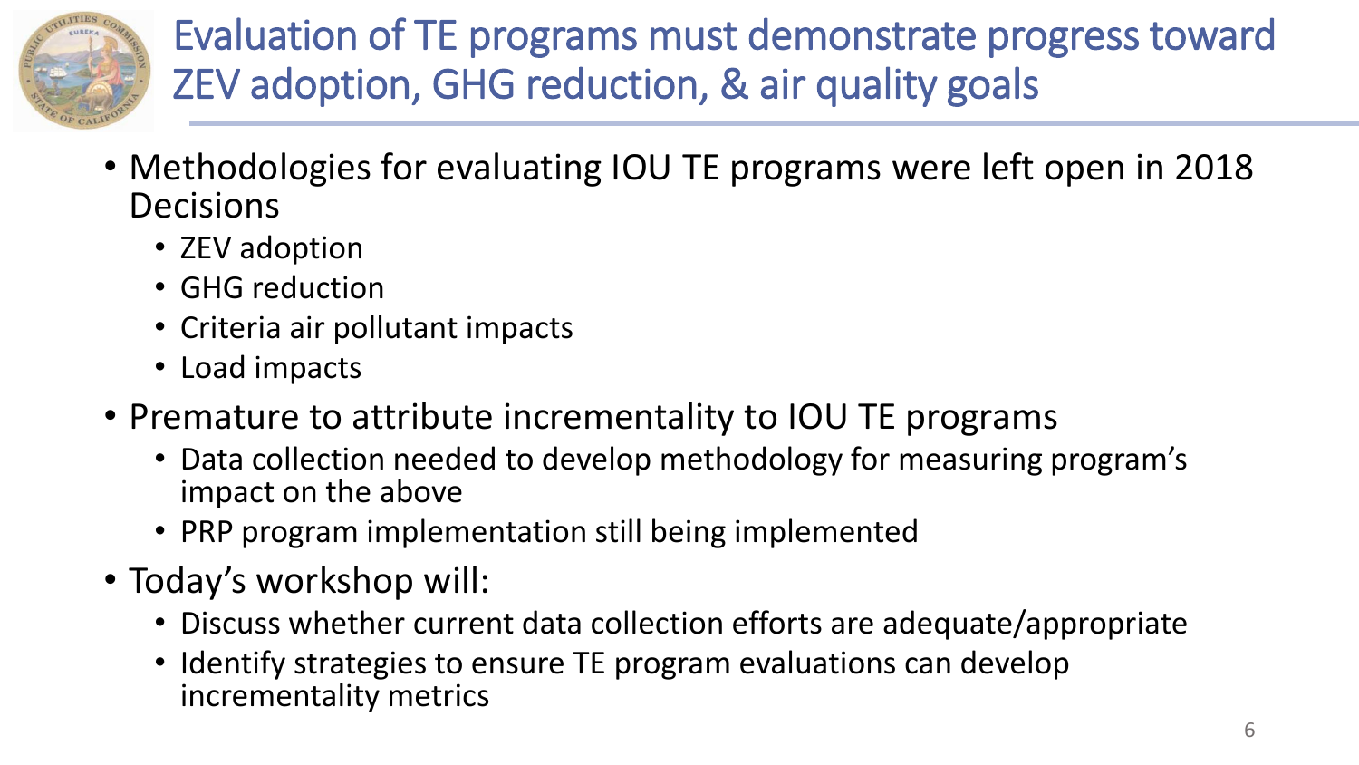# Evaluation of TE programs must demonstrate progress toward ZEV adoption, GHG reduction, & air quality goals

- Methodologies for evaluating IOU TE programs were left open in 2018 Decisions
  - ZEV adoption
  - GHG reduction
  - Criteria air pollutant impacts
  - Load impacts
- Premature to attribute incrementality to IOU TE programs
  - Data collection needed to develop methodology for measuring program's impact on the above
  - PRP program implementation still being implemented
- Today's workshop will:
  - Discuss whether current data collection efforts are adequate/appropriate
  - Identify strategies to ensure TE program evaluations can develop incrementality metrics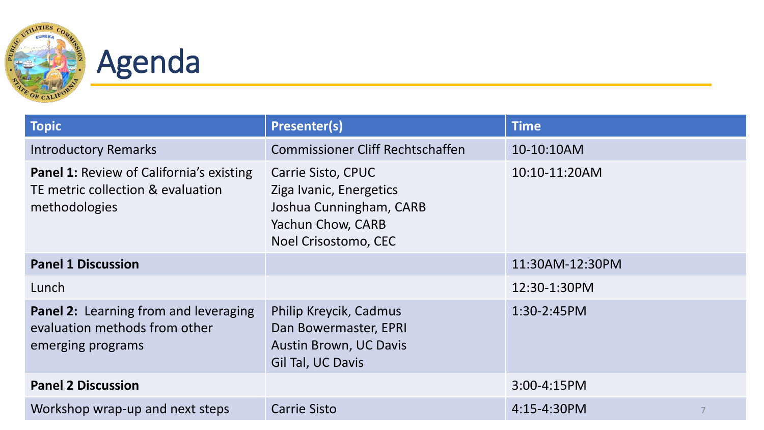# Agenda

| Topic | Presenter(s) | Time |
| --- | --- | --- |
| Introductory Remarks | Commissioner Cliff Rechtschaffen | 10-10:10AM |
| **Panel 1:** Review of California's existing TE metric collection & evaluation methodologies | Carrie Sisto, CPUC<br>Ziga Ivanic, Energetics<br>Joshua Cunningham, CARB<br>Yachun Chow, CARB<br>Noel Crisostomo, CEC | 10:10-11:20AM |
| **Panel 1 Discussion** | | 11:30AM-12:30PM |
| Lunch | | 12:30-1:30PM |
| **Panel 2:** Learning from and leveraging evaluation methods from other emerging programs | Philip Kreycik, Cadmus<br>Dan Bowermaster, EPRI<br>Austin Brown, UC Davis<br>Gil Tal, UC Davis | 1:30-2:45PM |
| **Panel 2 Discussion** | | 3:00-4:15PM |
| Workshop wrap-up and next steps | Carrie Sisto | 4:15-4:30PM |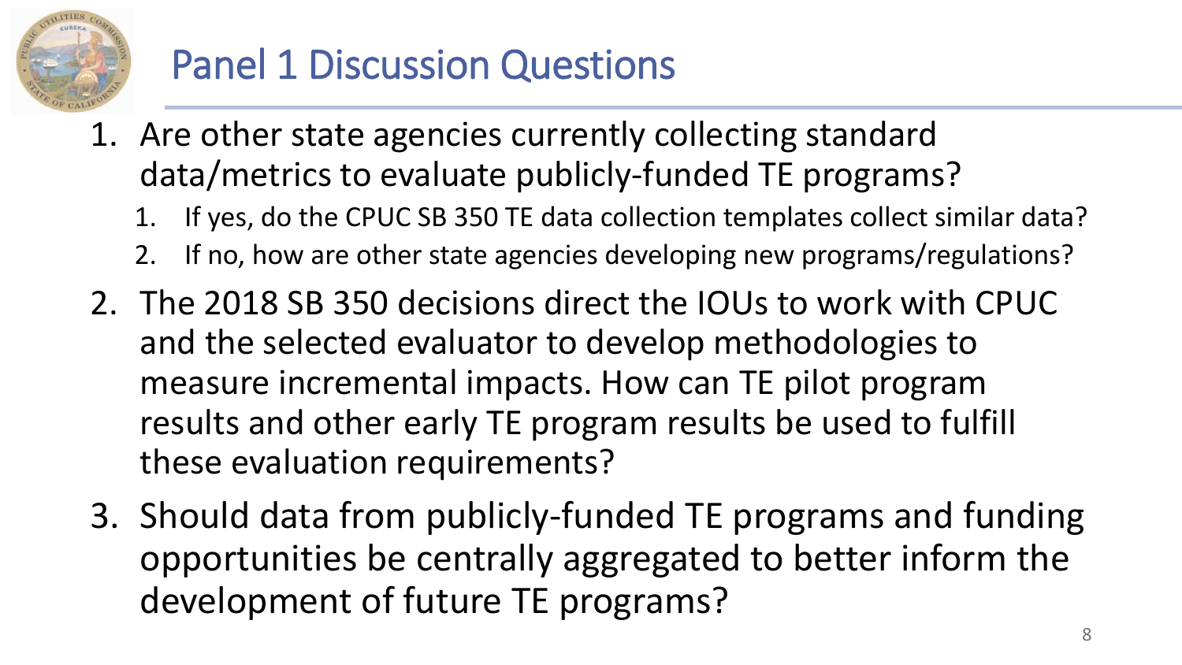# Panel 1 Discussion Questions

1. Are other state agencies currently collecting standard data/metrics to evaluate publicly-funded TE programs?
    1. If yes, do the CPUC SB 350 TE data collection templates collect similar data?
    2. If no, how are other state agencies developing new programs/regulations?
2. The 2018 SB 350 decisions direct the IOUs to work with CPUC and the selected evaluator to develop methodologies to measure incremental impacts. How can TE pilot program results and other early TE program results be used to fulfill these evaluation requirements?
3. Should data from publicly-funded TE programs and funding opportunities be centrally aggregated to better inform the development of future TE programs?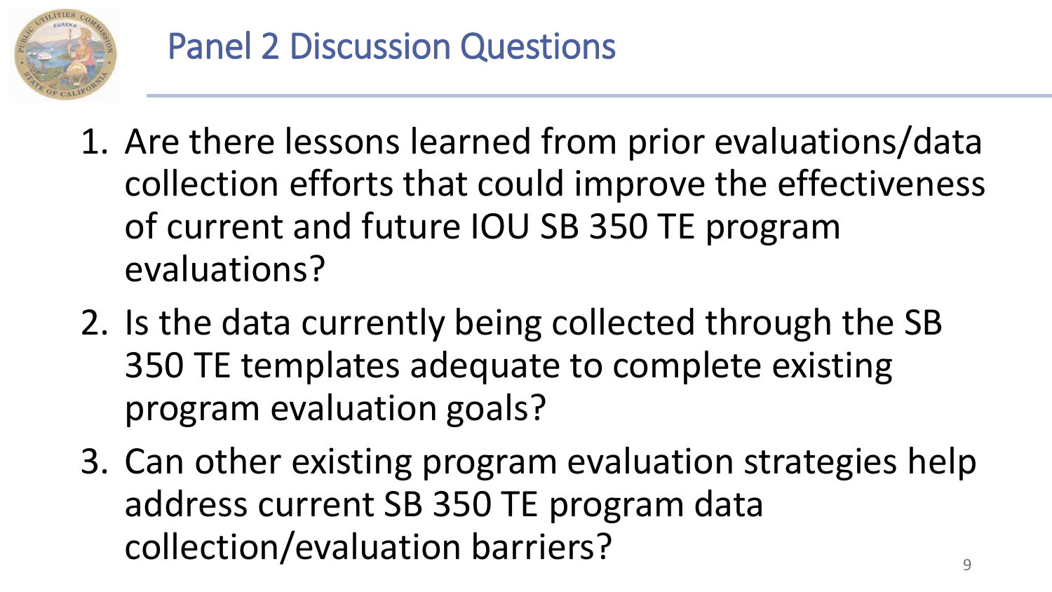# Panel 2 Discussion Questions

1. Are there lessons learned from prior evaluations/data collection efforts that could improve the effectiveness of current and future IOU SB 350 TE program evaluations?
2. Is the data currently being collected through the SB 350 TE templates adequate to complete existing program evaluation goals?
3. Can other existing program evaluation strategies help address current SB 350 TE program data collection/evaluation barriers?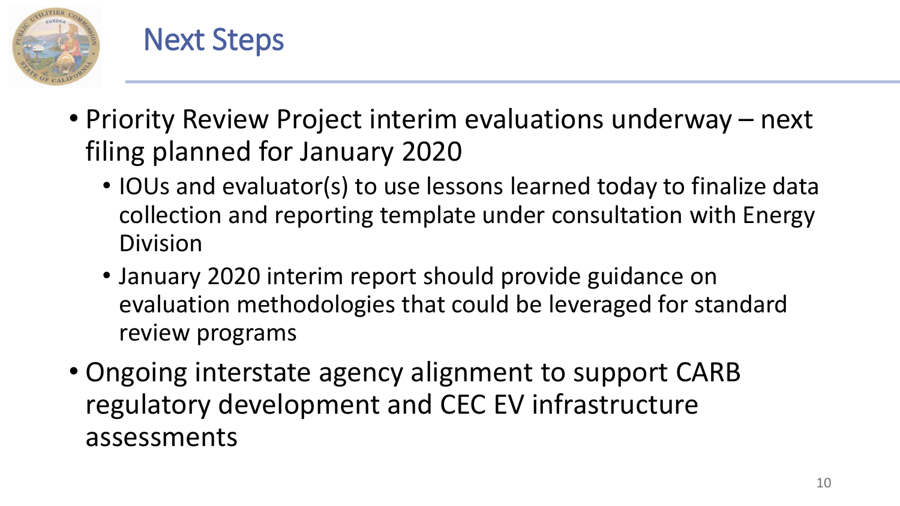# Next Steps

- Priority Review Project interim evaluations underway – next filing planned for January 2020
  - IOUs and evaluator(s) to use lessons learned today to finalize data collection and reporting template under consultation with Energy Division
  - January 2020 interim report should provide guidance on evaluation methodologies that could be leveraged for standard review programs
- Ongoing interstate agency alignment to support CARB regulatory development and CEC EV infrastructure assessments